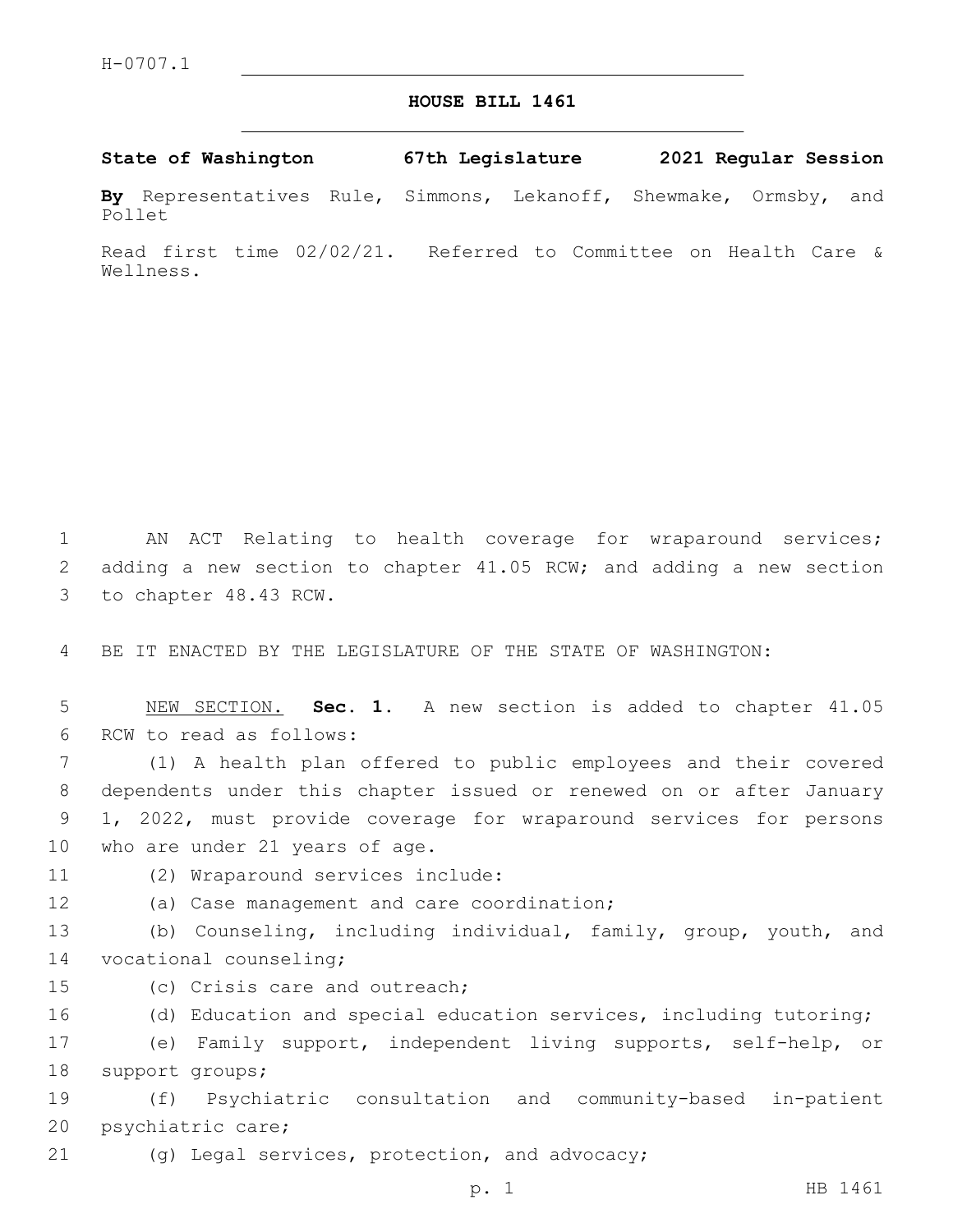H-0707.1

# HOUSE BILL 1461

**State of Washington 67th Legislature 2021 Regular Session**

**By** Representatives Rule, Simmons, Lekanoff, Shewmake, Ormsby, and Pollet

Read first time 02/02/21. Referred to Committee on Health Care & Wellness.

AN ACT Relating to health coverage for wraparound services; adding a new section to chapter 41.05 RCW; and adding a new section to chapter 48.43 RCW.

BE IT ENACTED BY THE LEGISLATURE OF THE STATE OF WASHINGTON:

NEW SECTION. **Sec. 1.** A new section is added to chapter 41.05 RCW to read as follows:

(1) A health plan offered to public employees and their covered dependents under this chapter issued or renewed on or after January 1, 2022, must provide coverage for wraparound services for persons who are under 21 years of age.

(2) Wraparound services include:

(a) Case management and care coordination;

(b) Counseling, including individual, family, group, youth, and vocational counseling;

(c) Crisis care and outreach;

(d) Education and special education services, including tutoring;

(e) Family support, independent living supports, self-help, or support groups;

(f) Psychiatric consultation and community-based in-patient psychiatric care;

(g) Legal services, protection, and advocacy;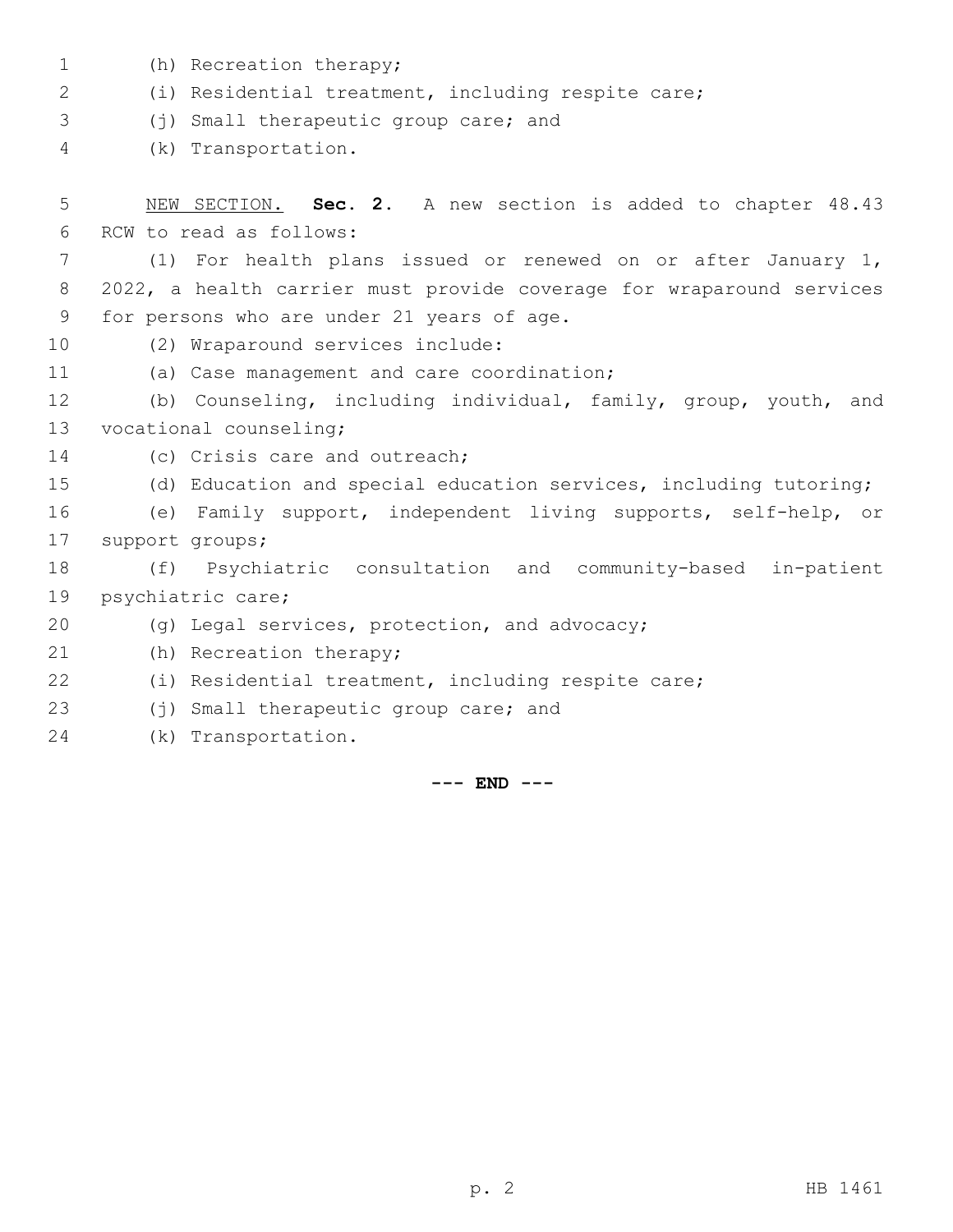(h) Recreation therapy;

(i) Residential treatment, including respite care;

(j) Small therapeutic group care; and

(k) Transportation.

NEW SECTION. **Sec. 2.** A new section is added to chapter 48.43 RCW to read as follows:

(1) For health plans issued or renewed on or after January 1, 2022, a health carrier must provide coverage for wraparound services for persons who are under 21 years of age.

(2) Wraparound services include:

(a) Case management and care coordination;

(b) Counseling, including individual, family, group, youth, and vocational counseling;

(c) Crisis care and outreach;

(d) Education and special education services, including tutoring;

(e) Family support, independent living supports, self-help, or support groups;

(f) Psychiatric consultation and community-based in-patient psychiatric care;

(g) Legal services, protection, and advocacy;

(h) Recreation therapy;

(i) Residential treatment, including respite care;

(j) Small therapeutic group care; and

(k) Transportation.

**--- END ---**